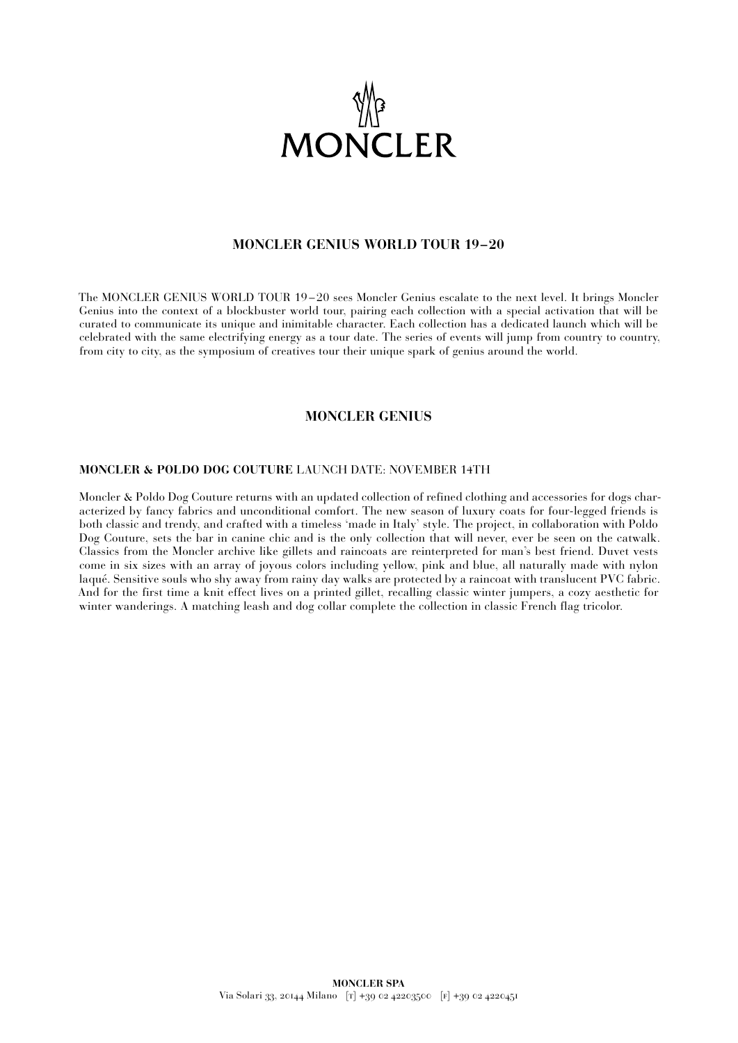# MONCLER

## MONCLER GENIUS WORLD TOUR 19–20

The MONCLER GENIUS WORLD TOUR 19–20 sees Moncler Genius escalate to the next level. It brings Moncler Genius into the context of a blockbuster world tour, pairing each collection with a special activation that will be curated to communicate its unique and inimitable character. Each collection has a dedicated launch which will be celebrated with the same electrifying energy as a tour date. The series of events will jump from country to country, from city to city, as the symposium of creatives tour their unique spark of genius around the world.

## MONCLER GENIUS

**MONCLER & POLDO DOG COUTURE** LAUNCH DATE: NOVEMBER 14TH

Moncler & Poldo Dog Couture returns with an updated collection of refined clothing and accessories for dogs characterized by fancy fabrics and unconditional comfort. The new season of luxury coats for four-legged friends is both classic and trendy, and crafted with a timeless 'made in Italy' style. The project, in collaboration with Poldo Dog Couture, sets the bar in canine chic and is the only collection that will never, ever be seen on the catwalk. Classics from the Moncler archive like gillets and raincoats are reinterpreted for man's best friend. Duvet vests come in six sizes with an array of joyous colors including yellow, pink and blue, all naturally made with nylon laqué. Sensitive souls who shy away from rainy day walks are protected by a raincoat with translucent PVC fabric. And for the first time a knit effect lives on a printed gillet, recalling classic winter jumpers, a cozy aesthetic for winter wanderings. A matching leash and dog collar complete the collection in classic French flag tricolor.

**MONCLER SPA**
Via Solari 33, 20144 Milano [T] +39 02 42203500 [F] +39 02 4220451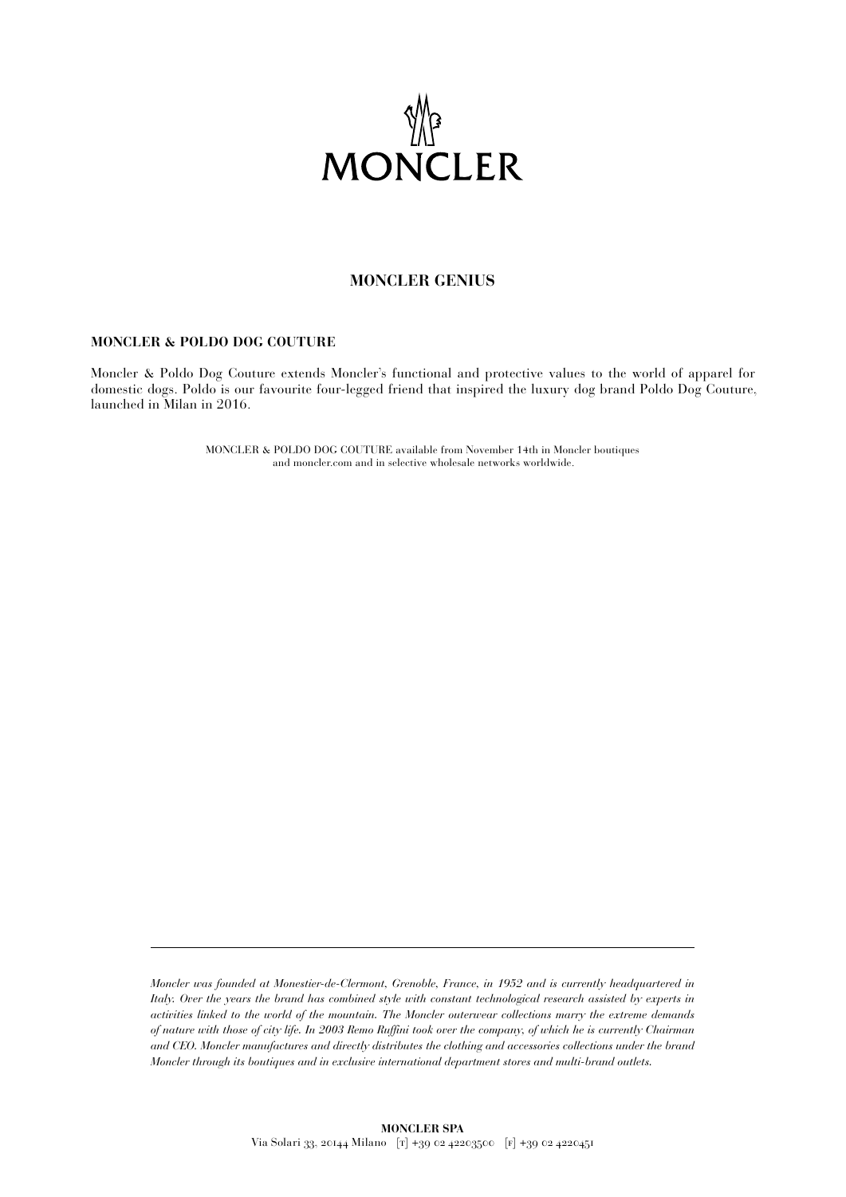MONCLER

## MONCLER GENIUS

### MONCLER & POLDO DOG COUTURE

Moncler & Poldo Dog Couture extends Moncler's functional and protective values to the world of apparel for domestic dogs. Poldo is our favourite four-legged friend that inspired the luxury dog brand Poldo Dog Couture, launched in Milan in 2016.

MONCLER & POLDO DOG COUTURE available from November 14th in Moncler boutiques and moncler.com and in selective wholesale networks worldwide.

---

*Moncler was founded at Monestier-de-Clermont, Grenoble, France, in 1952 and is currently headquartered in Italy. Over the years the brand has combined style with constant technological research assisted by experts in activities linked to the world of the mountain. The Moncler outerwear collections marry the extreme demands of nature with those of city life. In 2003 Remo Ruffini took over the company, of which he is currently Chairman and CEO. Moncler manufactures and directly distributes the clothing and accessories collections under the brand Moncler through its boutiques and in exclusive international department stores and multi-brand outlets.*

**MONCLER SPA**
Via Solari 33, 20144 Milano [T] +39 02 42203500 [F] +39 02 4220451